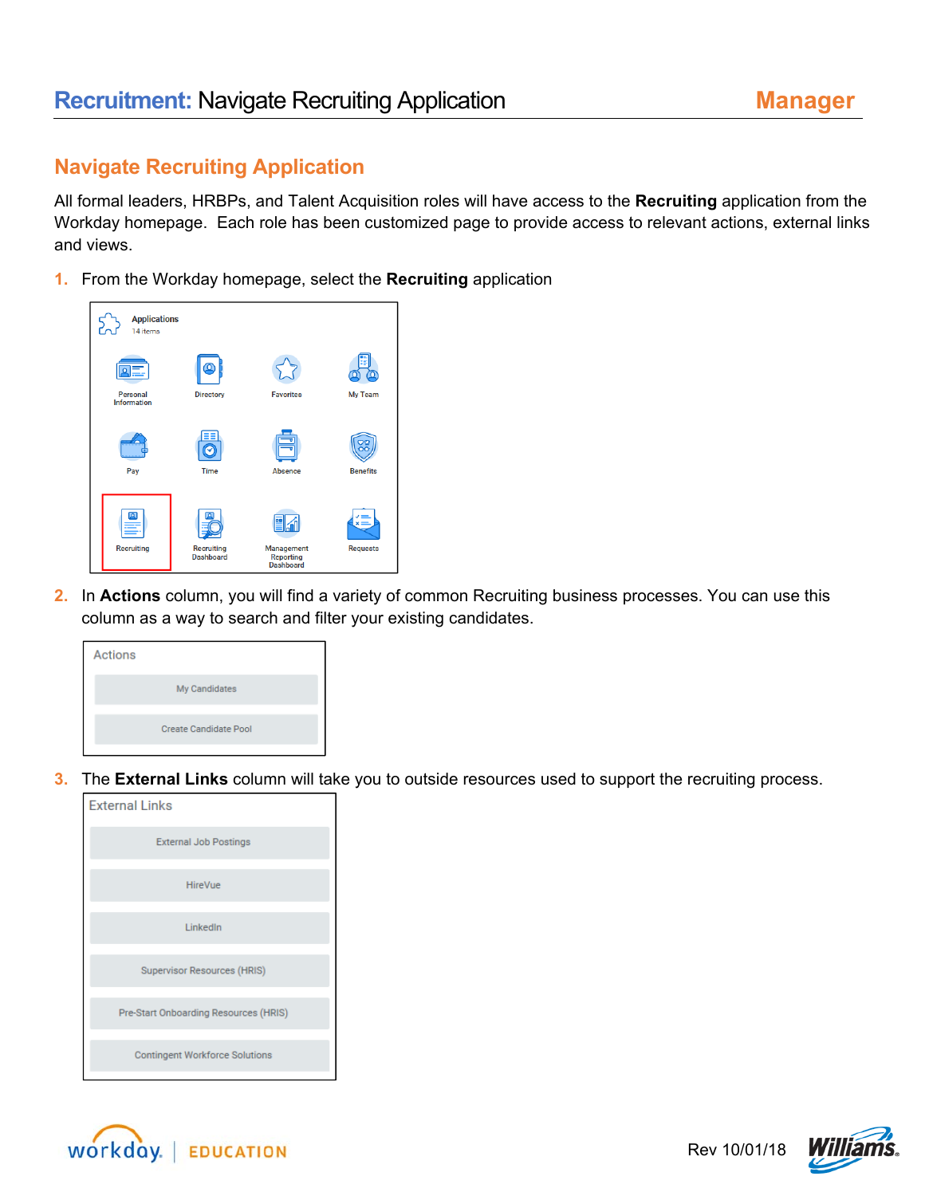# Recruitment: Navigate Recruiting Application — Manager

## Navigate Recruiting Application

All formal leaders, HRBPs, and Talent Acquisition roles will have access to the **Recruiting** application from the Workday homepage. Each role has been customized page to provide access to relevant actions, external links and views.

1. From the Workday homepage, select the **Recruiting** application

Applications
14 items

Personal Information
Directory
Favorites
My Team
Pay
Time
Absence
Benefits
Recruiting
Recruiting Dashboard
Management Reporting Dashboard
Requests

2. In **Actions** column, you will find a variety of common Recruiting business processes. You can use this column as a way to search and filter your existing candidates.

Actions
My Candidates
Create Candidate Pool

3. The **External Links** column will take you to outside resources used to support the recruiting process.

External Links
External Job Postings
HireVue
LinkedIn
Supervisor Resources (HRIS)
Pre-Start Onboarding Resources (HRIS)
Contingent Workforce Solutions

Rev 10/01/18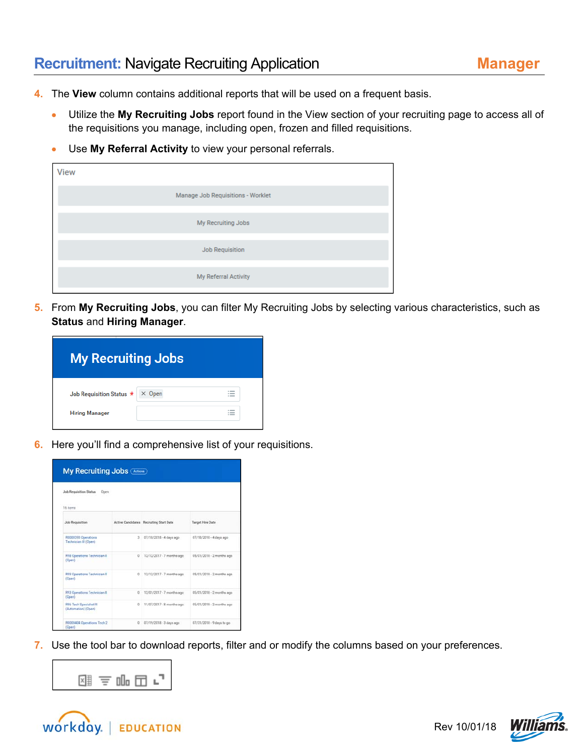4. The **View** column contains additional reports that will be used on a frequent basis.
   - Utilize the **My Recruiting Jobs** report found in the View section of your recruiting page to access all of the requisitions you manage, including open, frozen and filled requisitions.
   - Use **My Referral Activity** to view your personal referrals.

View

Manage Job Requisitions - Worklet

My Recruiting Jobs

Job Requisition

My Referral Activity

5. From **My Recruiting Jobs**, you can filter My Recruiting Jobs by selecting various characteristics, such as **Status** and **Hiring Manager**.

My Recruiting Jobs

Job Requisition Status * Open

Hiring Manager

6. Here you'll find a comprehensive list of your requisitions.

7. Use the tool bar to download reports, filter and or modify the columns based on your preferences.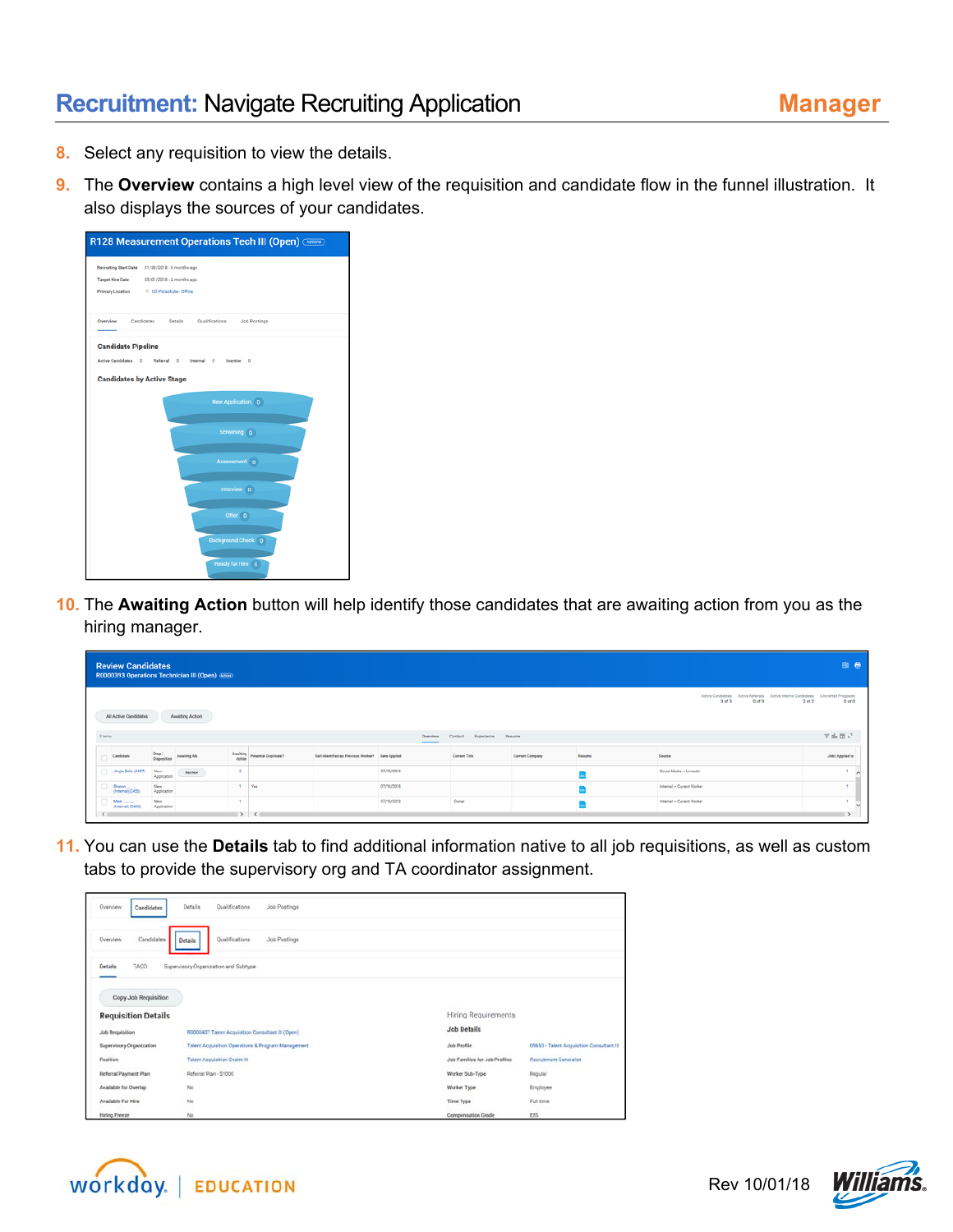# **Recruitment:** Navigate Recruiting Application

**Manager**

8. Select any requisition to view the details.

9. The **Overview** contains a high level view of the requisition and candidate flow in the funnel illustration. It also displays the sources of your candidates.

10. The **Awaiting Action** button will help identify those candidates that are awaiting action from you as the hiring manager.

11. You can use the **Details** tab to find additional information native to all job requisitions, as well as custom tabs to provide the supervisory org and TA coordinator assignment.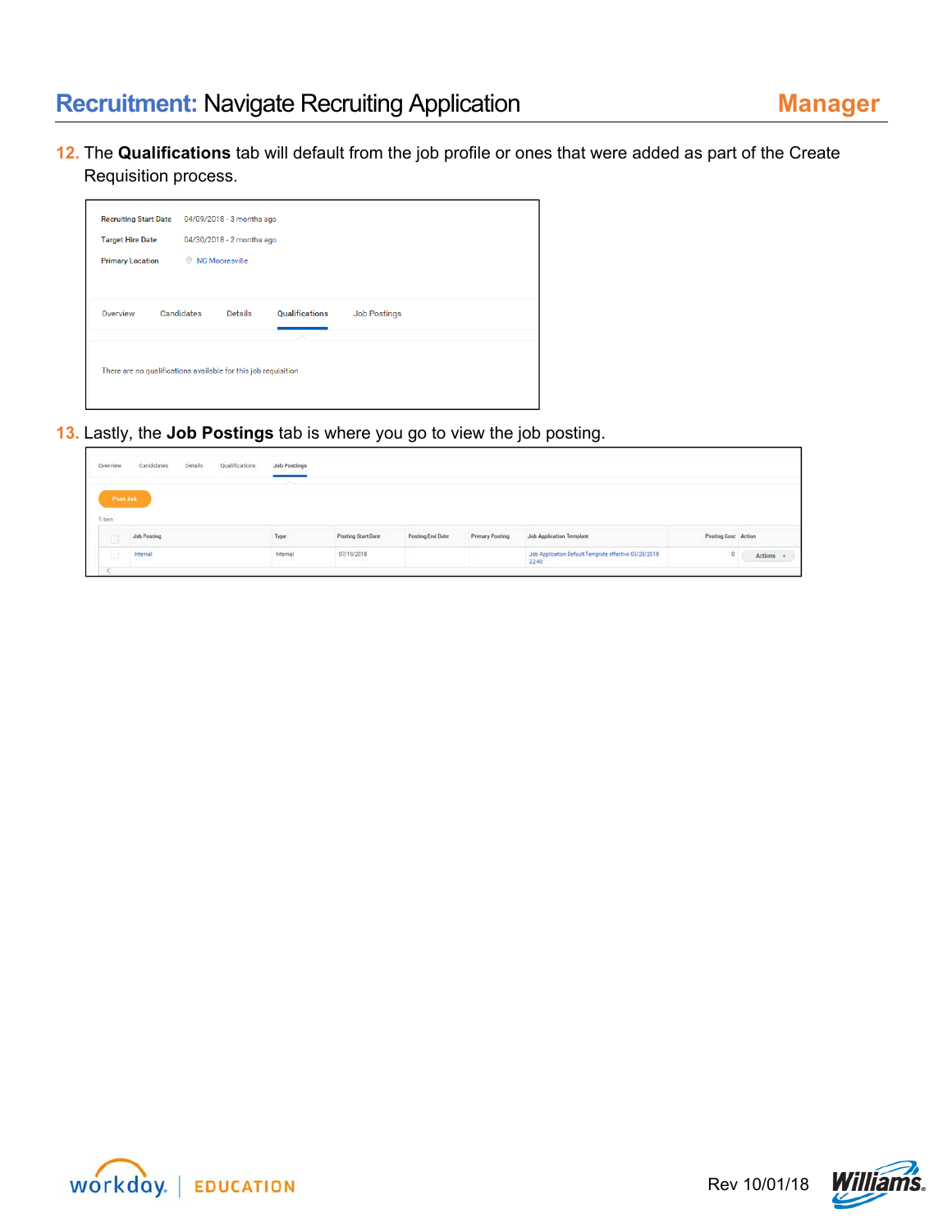12. The **Qualifications** tab will default from the job profile or ones that were added as part of the Create Requisition process.

Recruiting Start Date 04/09/2018 - 3 months ago

Target Hire Date 04/30/2018 - 2 months ago

Primary Location NC Mooresville

Overview Candidates Details Qualifications Job Postings

There are no qualifications available for this job requisition

13. Lastly, the **Job Postings** tab is where you go to view the job posting.

Overview Candidates Details Qualifications Job Postings

Post Job

1 item

| Job Posting | Type | Posting Start Date | Posting End Date | Primary Posting | Job Application Template | Posting Cost | Action |
|---|---|---|---|---|---|---|---|
| Internal | Internal | 07/19/2018 | | | Job Application Default Template effective 03/28/2018 22:40 | 0 | Actions |